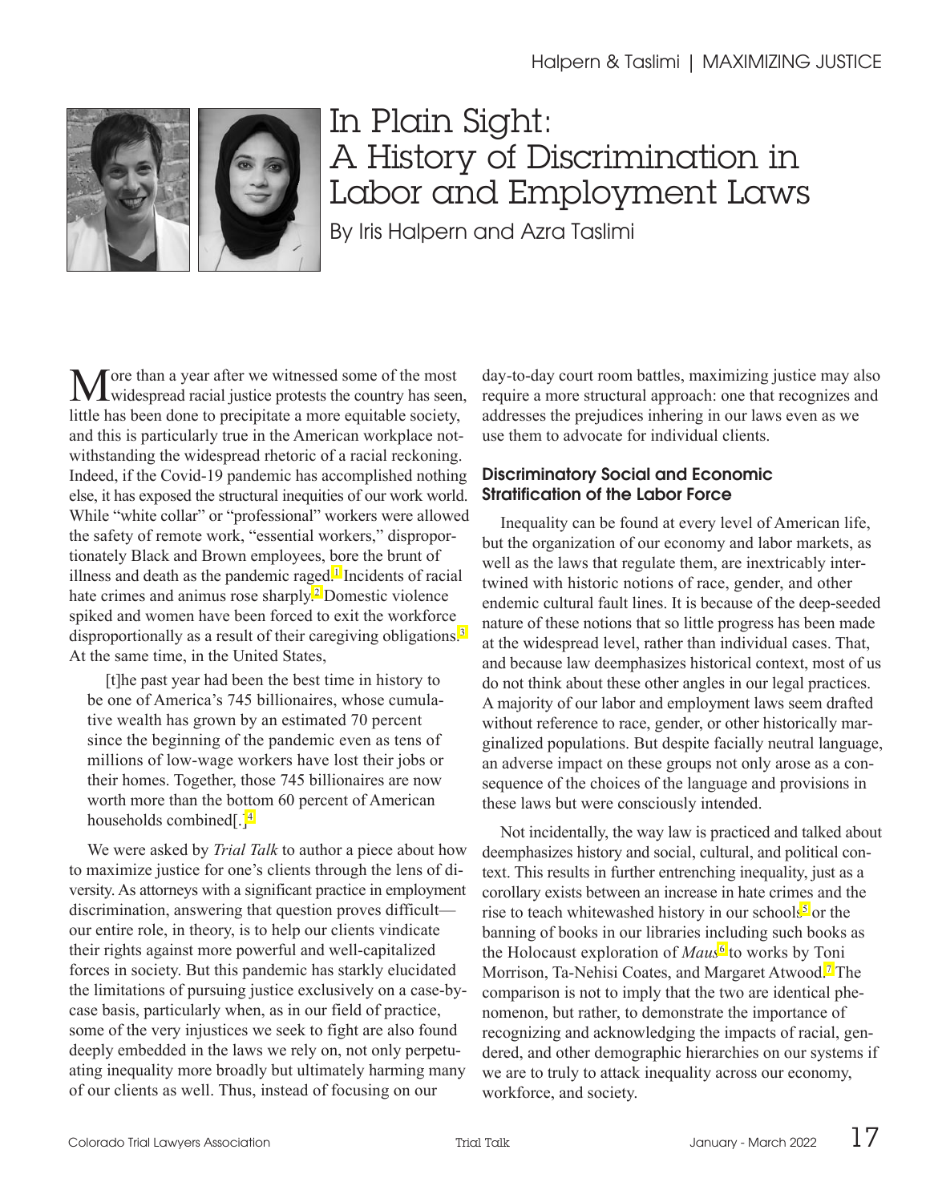# In Plain Sight: A History of Discrimination in Labor and Employment Laws

By Iris Halpern and Azra Taslimi

More than a year after we witnessed some of the most widespread racial justice protests the country has seen, little has been done to precipitate a more equitable society, and this is particularly true in the American workplace notwithstanding the widespread rhetoric of a racial reckoning. Indeed, if the Covid-19 pandemic has accomplished nothing else, it has exposed the structural inequities of our work world. While "white collar" or "professional" workers were allowed the safety of remote work, "essential workers," disproportionately Black and Brown employees, bore the brunt of illness and death as the pandemic raged.[1] Incidents of racial hate crimes and animus rose sharply.[2] Domestic violence spiked and women have been forced to exit the workforce disproportionally as a result of their caregiving obligations.[3] At the same time, in the United States,

> [t]he past year had been the best time in history to be one of America's 745 billionaires, whose cumulative wealth has grown by an estimated 70 percent since the beginning of the pandemic even as tens of millions of low-wage workers have lost their jobs or their homes. Together, those 745 billionaires are now worth more than the bottom 60 percent of American households combined[.][4]

We were asked by *Trial Talk* to author a piece about how to maximize justice for one's clients through the lens of diversity. As attorneys with a significant practice in employment discrimination, answering that question proves difficult—our entire role, in theory, is to help our clients vindicate their rights against more powerful and well-capitalized forces in society. But this pandemic has starkly elucidated the limitations of pursuing justice exclusively on a case-by-case basis, particularly when, as in our field of practice, some of the very injustices we seek to fight are also found deeply embedded in the laws we rely on, not only perpetuating inequality more broadly but ultimately harming many of our clients as well. Thus, instead of focusing on our day-to-day court room battles, maximizing justice may also require a more structural approach: one that recognizes and addresses the prejudices inhering in our laws even as we use them to advocate for individual clients.

## Discriminatory Social and Economic Stratification of the Labor Force

Inequality can be found at every level of American life, but the organization of our economy and labor markets, as well as the laws that regulate them, are inextricably intertwined with historic notions of race, gender, and other endemic cultural fault lines. It is because of the deep-seeded nature of these notions that so little progress has been made at the widespread level, rather than individual cases. That, and because law deemphasizes historical context, most of us do not think about these other angles in our legal practices. A majority of our labor and employment laws seem drafted without reference to race, gender, or other historically marginalized populations. But despite facially neutral language, an adverse impact on these groups not only arose as a consequence of the choices of the language and provisions in these laws but were consciously intended.

Not incidentally, the way law is practiced and talked about deemphasizes history and social, cultural, and political context. This results in further entrenching inequality, just as a corollary exists between an increase in hate crimes and the rise to teach whitewashed history in our schools[5] or the banning of books in our libraries including such books as the Holocaust exploration of *Maus*[6] to works by Toni Morrison, Ta-Nehisi Coates, and Margaret Atwood.[7] The comparison is not to imply that the two are identical phenomenon, but rather, to demonstrate the importance of recognizing and acknowledging the impacts of racial, gendered, and other demographic hierarchies on our systems if we are to truly to attack inequality across our economy, workforce, and society.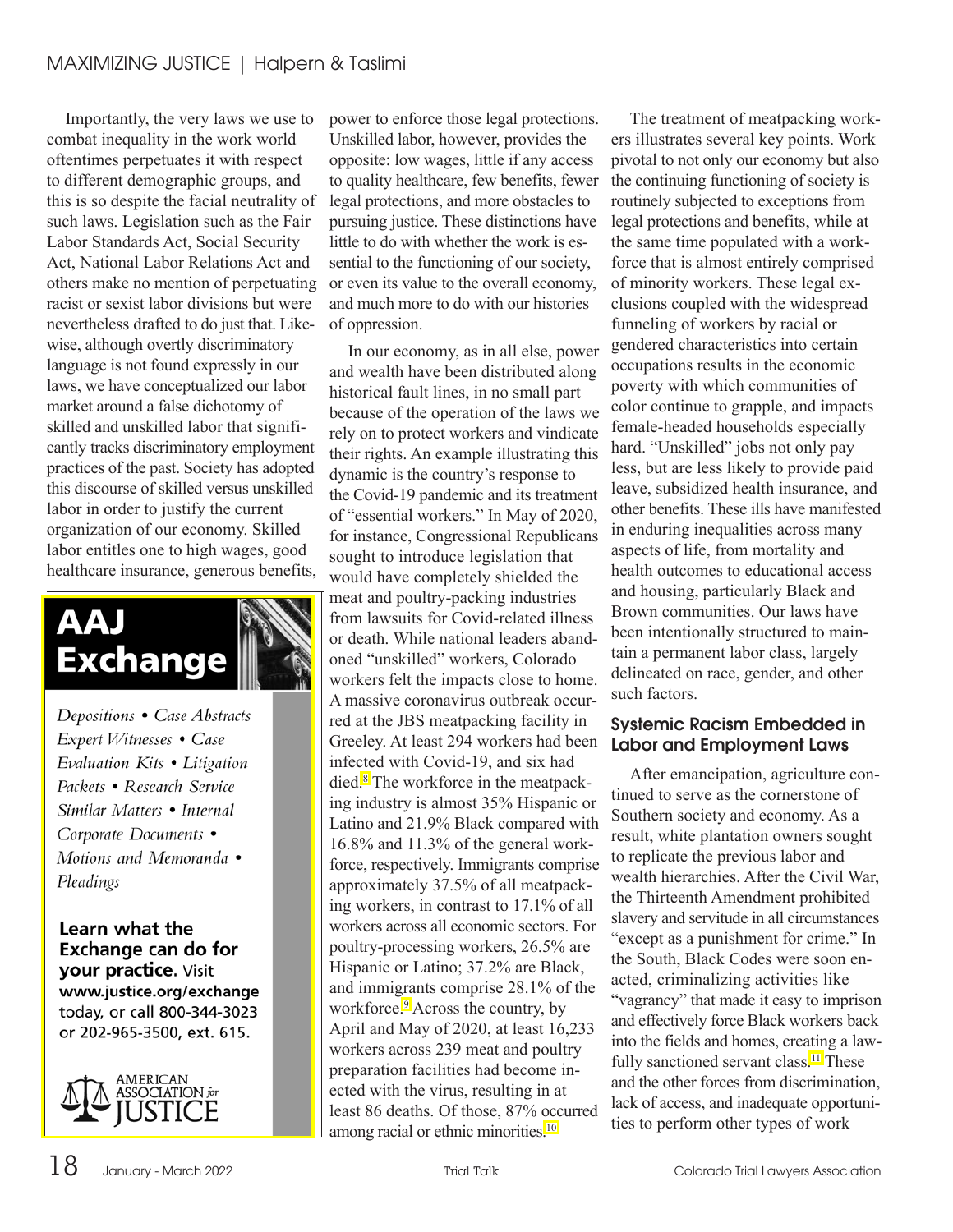Importantly, the very laws we use to combat inequality in the work world oftentimes perpetuates it with respect to different demographic groups, and this is so despite the facial neutrality of such laws. Legislation such as the Fair Labor Standards Act, Social Security Act, National Labor Relations Act and others make no mention of perpetuating racist or sexist labor divisions but were nevertheless drafted to do just that. Likewise, although overtly discriminatory language is not found expressly in our laws, we have conceptualized our labor market around a false dichotomy of skilled and unskilled labor that significantly tracks discriminatory employment practices of the past. Society has adopted this discourse of skilled versus unskilled labor in order to justify the current organization of our economy. Skilled labor entitles one to high wages, good healthcare insurance, generous benefits, power to enforce those legal protections. Unskilled labor, however, provides the opposite: low wages, little if any access to quality healthcare, few benefits, fewer legal protections, and more obstacles to pursuing justice. These distinctions have little to do with whether the work is essential to the functioning of our society, or even its value to the overall economy, and much more to do with our histories of oppression.

In our economy, as in all else, power and wealth have been distributed along historical fault lines, in no small part because of the operation of the laws we rely on to protect workers and vindicate their rights. An example illustrating this dynamic is the country's response to the Covid-19 pandemic and its treatment of "essential workers." In May of 2020, for instance, Congressional Republicans sought to introduce legislation that would have completely shielded the meat and poultry-packing industries from lawsuits for Covid-related illness or death. While national leaders abandoned "unskilled" workers, Colorado workers felt the impacts close to home. A massive coronavirus outbreak occurred at the JBS meatpacking facility in Greeley. At least 294 workers had been infected with Covid-19, and six had died.[8] The workforce in the meatpacking industry is almost 35% Hispanic or Latino and 21.9% Black compared with 16.8% and 11.3% of the general workforce, respectively. Immigrants comprise approximately 37.5% of all meatpacking workers, in contrast to 17.1% of all workers across all economic sectors. For poultry-processing workers, 26.5% are Hispanic or Latino; 37.2% are Black, and immigrants comprise 28.1% of the workforce.[9] Across the country, by April and May of 2020, at least 16,233 workers across 239 meat and poultry preparation facilities had become infected with the virus, resulting in at least 86 deaths. Of those, 87% occurred among racial or ethnic minorities.[10]

The treatment of meatpacking workers illustrates several key points. Work pivotal to not only our economy but also the continuing functioning of society is routinely subjected to exceptions from legal protections and benefits, while at the same time populated with a workforce that is almost entirely comprised of minority workers. These legal exclusions coupled with the widespread funneling of workers by racial or gendered characteristics into certain occupations results in the economic poverty with which communities of color continue to grapple, and impacts female-headed households especially hard. "Unskilled" jobs not only pay less, but are less likely to provide paid leave, subsidized health insurance, and other benefits. These ills have manifested in enduring inequalities across many aspects of life, from mortality and health outcomes to educational access and housing, particularly Black and Brown communities. Our laws have been intentionally structured to maintain a permanent labor class, largely delineated on race, gender, and other such factors.

## Systemic Racism Embedded in Labor and Employment Laws

After emancipation, agriculture continued to serve as the cornerstone of Southern society and economy. As a result, white plantation owners sought to replicate the previous labor and wealth hierarchies. After the Civil War, the Thirteenth Amendment prohibited slavery and servitude in all circumstances "except as a punishment for crime." In the South, Black Codes were soon enacted, criminalizing activities like "vagrancy" that made it easy to imprison and effectively force Black workers back into the fields and homes, creating a lawfully sanctioned servant class.[11] These and the other forces from discrimination, lack of access, and inadequate opportunities to perform other types of work

**AAJ Exchange**

*Depositions • Case Abstracts • Expert Witnesses • Case Evaluation Kits • Litigation Packets • Research Service • Similar Matters • Internal Corporate Documents • Motions and Memoranda • Pleadings*

**Learn what the Exchange can do for your practice.** Visit www.justice.org/exchange today, or call 800-344-3023 or 202-965-3500, ext. 615.

AMERICAN ASSOCIATION for JUSTICE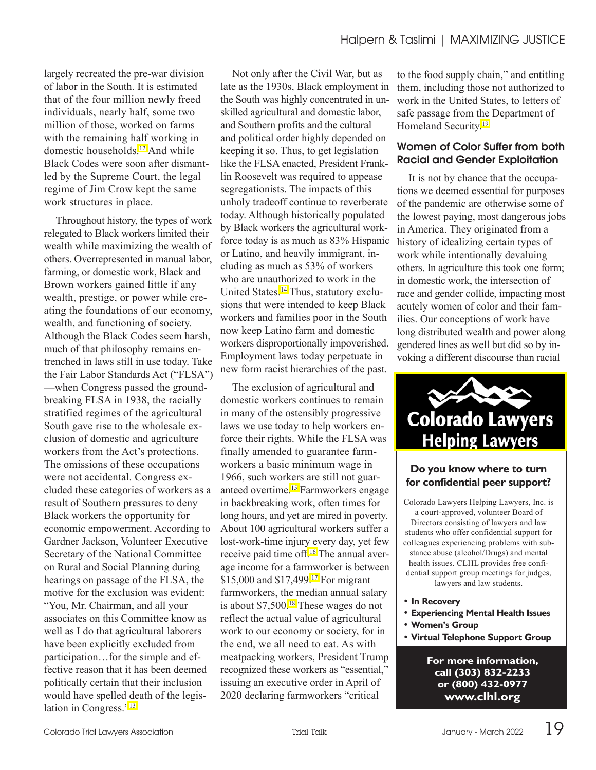largely recreated the pre-war division of labor in the South. It is estimated that of the four million newly freed individuals, nearly half, some two million of those, worked on farms with the remaining half working in domestic households.[12] And while Black Codes were soon after dismantled by the Supreme Court, the legal regime of Jim Crow kept the same work structures in place.

Throughout history, the types of work relegated to Black workers limited their wealth while maximizing the wealth of others. Overrepresented in manual labor, farming, or domestic work, Black and Brown workers gained little if any wealth, prestige, or power while creating the foundations of our economy, wealth, and functioning of society. Although the Black Codes seem harsh, much of that philosophy remains entrenched in laws still in use today. Take the Fair Labor Standards Act ("FLSA") —when Congress passed the groundbreaking FLSA in 1938, the racially stratified regimes of the agricultural South gave rise to the wholesale exclusion of domestic and agriculture workers from the Act's protections. The omissions of these occupations were not accidental. Congress excluded these categories of workers as a result of Southern pressures to deny Black workers the opportunity for economic empowerment. According to Gardner Jackson, Volunteer Executive Secretary of the National Committee on Rural and Social Planning during hearings on passage of the FLSA, the motive for the exclusion was evident: "You, Mr. Chairman, and all your associates on this Committee know as well as I do that agricultural laborers have been explicitly excluded from participation…for the simple and effective reason that it has been deemed politically certain that their inclusion would have spelled death of the legislation in Congress.'[13]

Not only after the Civil War, but as late as the 1930s, Black employment in the South was highly concentrated in unskilled agricultural and domestic labor, and Southern profits and the cultural and political order highly depended on keeping it so. Thus, to get legislation like the FLSA enacted, President Franklin Roosevelt was required to appease segregationists. The impacts of this unholy tradeoff continue to reverberate today. Although historically populated by Black workers the agricultural workforce today is as much as 83% Hispanic or Latino, and heavily immigrant, including as much as 53% of workers who are unauthorized to work in the United States.[14] Thus, statutory exclusions that were intended to keep Black workers and families poor in the South now keep Latino farm and domestic workers disproportionally impoverished. Employment laws today perpetuate in new form racist hierarchies of the past.

The exclusion of agricultural and domestic workers continues to remain in many of the ostensibly progressive laws we use today to help workers enforce their rights. While the FLSA was finally amended to guarantee farmworkers a basic minimum wage in 1966, such workers are still not guaranteed overtime.[15] Farmworkers engage in backbreaking work, often times for long hours, and yet are mired in poverty. About 100 agricultural workers suffer a lost-work-time injury every day, yet few receive paid time off.[16] The annual average income for a farmworker is between \$15,000 and \$17,499.[17] For migrant farmworkers, the median annual salary is about \$7,500.[18] These wages do not reflect the actual value of agricultural work to our economy or society, for in the end, we all need to eat. As with meatpacking workers, President Trump recognized these workers as "essential," issuing an executive order in April of 2020 declaring farmworkers "critical to the food supply chain," and entitling them, including those not authorized to work in the United States, to letters of safe passage from the Department of Homeland Security.[19]

## Women of Color Suffer from both Racial and Gender Exploitation

It is not by chance that the occupations we deemed essential for purposes of the pandemic are otherwise some of the lowest paying, most dangerous jobs in America. They originated from a history of idealizing certain types of work while intentionally devaluing others. In agriculture this took one form; in domestic work, the intersection of race and gender collide, impacting most acutely women of color and their families. Our conceptions of work have long distributed wealth and power along gendered lines as well but did so by invoking a different discourse than racial

**Colorado Lawyers Helping Lawyers**

**Do you know where to turn for confidential peer support?**

Colorado Lawyers Helping Lawyers, Inc. is a court-approved, volunteer Board of Directors consisting of lawyers and law students who offer confidential support for colleagues experiencing problems with substance abuse (alcohol/Drugs) and mental health issues. CLHL provides free confidential support group meetings for judges, lawyers and law students.

- **In Recovery**
- **Experiencing Mental Health Issues**
- **Women's Group**
- **Virtual Telephone Support Group**

**For more information, call (303) 832-2233 or (800) 432-0977 www.clhl.org**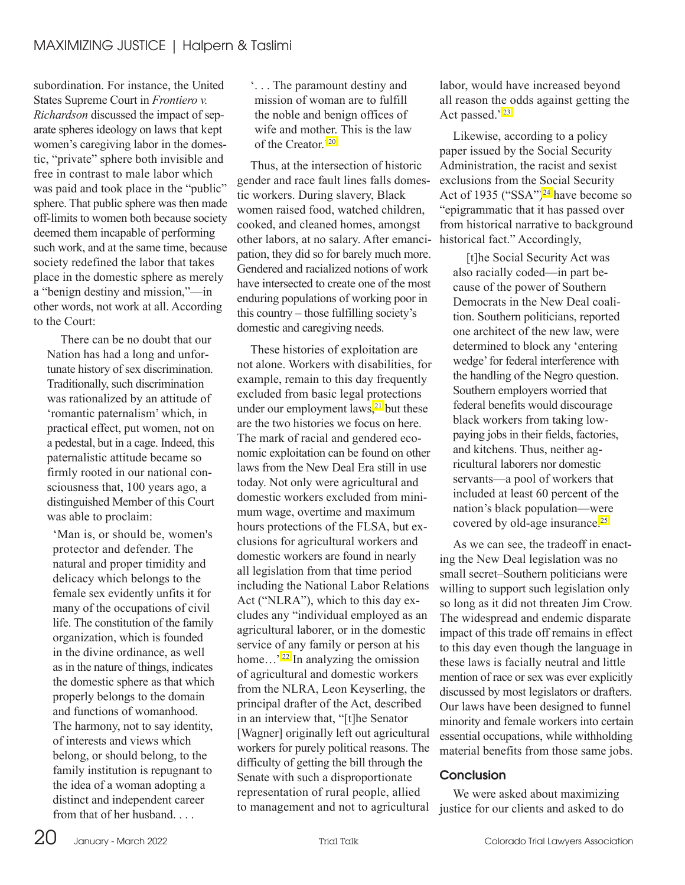subordination. For instance, the United States Supreme Court in *Frontiero v. Richardson* discussed the impact of separate spheres ideology on laws that kept women's caregiving labor in the domestic, "private" sphere both invisible and free in contrast to male labor which was paid and took place in the "public" sphere. That public sphere was then made off-limits to women both because society deemed them incapable of performing such work, and at the same time, because society redefined the labor that takes place in the domestic sphere as merely a "benign destiny and mission,"—in other words, not work at all. According to the Court:

> There can be no doubt that our Nation has had a long and unfortunate history of sex discrimination. Traditionally, such discrimination was rationalized by an attitude of 'romantic paternalism' which, in practical effect, put women, not on a pedestal, but in a cage. Indeed, this paternalistic attitude became so firmly rooted in our national consciousness that, 100 years ago, a distinguished Member of this Court was able to proclaim:
>
> 'Man is, or should be, women's protector and defender. The natural and proper timidity and delicacy which belongs to the female sex evidently unfits it for many of the occupations of civil life. The constitution of the family organization, which is founded in the divine ordinance, as well as in the nature of things, indicates the domestic sphere as that which properly belongs to the domain and functions of womanhood. The harmony, not to say identity, of interests and views which belong, or should belong, to the family institution is repugnant to the idea of a woman adopting a distinct and independent career from that of her husband. . . .
>
> '. . . The paramount destiny and mission of woman are to fulfill the noble and benign offices of wife and mother. This is the law of the Creator.'[20]

Thus, at the intersection of historic gender and race fault lines falls domestic workers. During slavery, Black women raised food, watched children, cooked, and cleaned homes, amongst other labors, at no salary. After emancipation, they did so for barely much more. Gendered and racialized notions of work have intersected to create one of the most enduring populations of working poor in this country – those fulfilling society's domestic and caregiving needs.

These histories of exploitation are not alone. Workers with disabilities, for example, remain to this day frequently excluded from basic legal protections under our employment laws,[21] but these are the two histories we focus on here. The mark of racial and gendered economic exploitation can be found on other laws from the New Deal Era still in use today. Not only were agricultural and domestic workers excluded from minimum wage, overtime and maximum hours protections of the FLSA, but exclusions for agricultural workers and domestic workers are found in nearly all legislation from that time period including the National Labor Relations Act ("NLRA"), which to this day excludes any "individual employed as an agricultural laborer, or in the domestic service of any family or person at his home…'[22] In analyzing the omission of agricultural and domestic workers from the NLRA, Leon Keyserling, the principal drafter of the Act, described in an interview that, "[t]he Senator [Wagner] originally left out agricultural workers for purely political reasons. The difficulty of getting the bill through the Senate with such a disproportionate representation of rural people, allied to management and not to agricultural labor, would have increased beyond all reason the odds against getting the Act passed.'[23]

Likewise, according to a policy paper issued by the Social Security Administration, the racist and sexist exclusions from the Social Security Act of 1935 ("SSA")[24] have become so "epigrammatic that it has passed over from historical narrative to background historical fact." Accordingly,

> [t]he Social Security Act was also racially coded—in part because of the power of Southern Democrats in the New Deal coalition. Southern politicians, reported one architect of the new law, were determined to block any 'entering wedge' for federal interference with the handling of the Negro question. Southern employers worried that federal benefits would discourage black workers from taking low-paying jobs in their fields, factories, and kitchens. Thus, neither agricultural laborers nor domestic servants—a pool of workers that included at least 60 percent of the nation's black population—were covered by old-age insurance.[25]

As we can see, the tradeoff in enacting the New Deal legislation was no small secret–Southern politicians were willing to support such legislation only so long as it did not threaten Jim Crow. The widespread and endemic disparate impact of this trade off remains in effect to this day even though the language in these laws is facially neutral and little mention of race or sex was ever explicitly discussed by most legislators or drafters. Our laws have been designed to funnel minority and female workers into certain essential occupations, while withholding material benefits from those same jobs.

## Conclusion

We were asked about maximizing justice for our clients and asked to do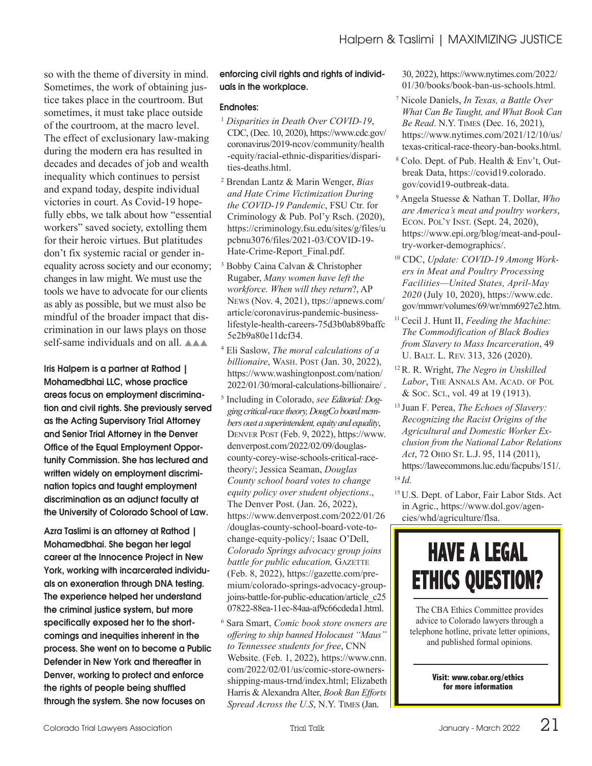so with the theme of diversity in mind. Sometimes, the work of obtaining justice takes place in the courtroom. But sometimes, it must take place outside of the courtroom, at the macro level. The effect of exclusionary law-making during the modern era has resulted in decades and decades of job and wealth inequality which continues to persist and expand today, despite individual victories in court. As Covid-19 hopefully ebbs, we talk about how "essential workers" saved society, extolling them for their heroic virtues. But platitudes don't fix systemic racial or gender inequality across society and our economy; changes in law might. We must use the tools we have to advocate for our clients as ably as possible, but we must also be mindful of the broader impact that discrimination in our laws plays on those self-same individuals and on all. ▲▲▲

**Iris Halpern is a partner at Rathod | Mohamedbhai LLC, whose practice areas focus on employment discrimination and civil rights. She previously served as the Acting Supervisory Trial Attorney and Senior Trial Attorney in the Denver Office of the Equal Employment Opportunity Commission. She has lectured and written widely on employment discrimination topics and taught employment discrimination as an adjunct faculty at the University of Colorado School of Law.**

**Azra Taslimi is an attorney at Rathod | Mohamedbhai. She began her legal career at the Innocence Project in New York, working with incarcerated individuals on exoneration through DNA testing. The experience helped her understand the criminal justice system, but more specifically exposed her to the shortcomings and inequities inherent in the process. She went on to become a Public Defender in New York and thereafter in Denver, working to protect and enforce the rights of people being shuffled through the system. She now focuses on enforcing civil rights and rights of individuals in the workplace.**

### Endnotes:

[1] *Disparities in Death Over COVID-19*, CDC, (Dec. 10, 2020), https://www.cdc.gov/coronavirus/2019-ncov/community/health-equity/racial-ethnic-disparities/disparities-deaths.html.

[2] Brendan Lantz & Marin Wenger, *Bias and Hate Crime Victimization During the COVID-19 Pandemic*, FSU Ctr. for Criminology & Pub. Pol'y Rsch. (2020), https://criminology.fsu.edu/sites/g/files/upcbnu3076/files/2021-03/COVID-19-Hate-Crime-Report_Final.pdf.

[3] Bobby Caina Calvan & Christopher Rugaber, *Many women have left the workforce. When will they return*?, AP News (Nov. 4, 2021), ttps://apnews.com/article/coronavirus-pandemic-business-lifestyle-health-careers-75d3b0ab89baffc5e2b9a80e11dcf34.

[4] Eli Saslow, *The moral calculations of a billionaire*, Wash. Post (Jan. 30, 2022), https://www.washingtonpost.com/nation/2022/01/30/moral-calculations-billionaire/ .

[5] Including in Colorado, *see Editorial: Dogging critical-race theory, DougCo board members oust a superintendent, equity and equality*, Denver Post (Feb. 9, 2022), https://www.denverpost.com/2022/02/09/douglas-county-corey-wise-schools-critical-race-theory/; Jessica Seaman, *Douglas County school board votes to change equity policy over student objections*., The Denver Post. (Jan. 26, 2022), https://www.denverpost.com/2022/01/26/douglas-county-school-board-vote-to-change-equity-policy/; Isaac O'Dell, *Colorado Springs advocacy group joins battle for public education,* Gazette (Feb. 8, 2022), https://gazette.com/premium/colorado-springs-advocacy-group-joins-battle-for-public-education/article_c2507822-88ea-11ec-84aa-af9c66cdeda1.html.

[6] Sara Smart, *Comic book store owners are offering to ship banned Holocaust "Maus" to Tennessee students for free*, CNN Website. (Feb. 1, 2022), https://www.cnn.com/2022/02/01/us/comic-store-owners-shipping-maus-trnd/index.html; Elizabeth Harris & Alexandra Alter, *Book Ban Efforts Spread Across the U.S*, N.Y. Times (Jan. 30, 2022), https://www.nytimes.com/2022/01/30/books/book-ban-us-schools.html.

[7] Nicole Daniels, *In Texas, a Battle Over What Can Be Taught, and What Book Can Be Read*. N.Y. Times (Dec. 16, 2021), https://www.nytimes.com/2021/12/10/us/texas-critical-race-theory-ban-books.html.

[8] Colo. Dept. of Pub. Health & Env't, Outbreak Data, https://covid19.colorado.gov/covid19-outbreak-data.

[9] Angela Stuesse & Nathan T. Dollar, *Who are America's meat and poultry workers*, Econ. Pol'y Inst. (Sept. 24, 2020), https://www.epi.org/blog/meat-and-poultry-worker-demographics/.

[10] CDC, *Update: COVID-19 Among Workers in Meat and Poultry Processing Facilities—United States, April-May 2020* (July 10, 2020), https://www.cdc.gov/mmwr/volumes/69/wr/mm6927e2.htm.

[11] Cecil J. Hunt II, *Feeding the Machine: The Commodification of Black Bodies from Slavery to Mass Incarceration*, 49 U. Balt. L. Rev. 313, 326 (2020).

[12] R. R. Wright, *The Negro in Unskilled Labor*, The Annals Am. Acad. of Pol & Soc. Sci., vol. 49 at 19 (1913).

[13] Juan F. Perea, *The Echoes of Slavery: Recognizing the Racist Origins of the Agricultural and Domestic Worker Exclusion from the National Labor Relations Act*, 72 Ohio St. L.J. 95, 114 (2011), https://lawecommons.luc.edu/facpubs/151/.

[14] *Id.*

[15] U.S. Dept. of Labor, Fair Labor Stds. Act in Agric., https://www.dol.gov/agencies/whd/agriculture/flsa.

## HAVE A LEGAL ETHICS QUESTION?

The CBA Ethics Committee provides advice to Colorado lawyers through a telephone hotline, private letter opinions, and published formal opinions.

**Visit: www.cobar.org/ethics for more information**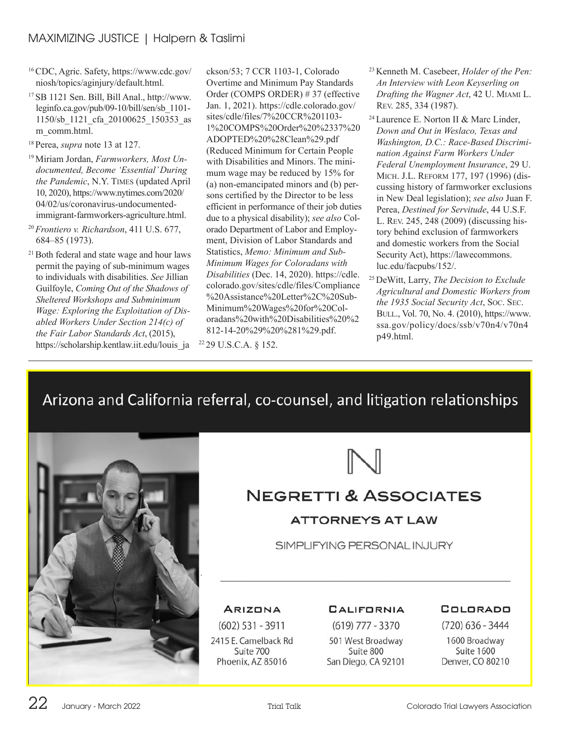[16] CDC, Agric. Safety, https://www.cdc.gov/niosh/topics/aginjury/default.html.

[17] SB 1121 Sen. Bill, Bill Anal., http://www.leginfo.ca.gov/pub/09-10/bill/sen/sb_1101-1150/sb_1121_cfa_20100625_150353_asm_comm.html.

[18] Perea, *supra* note 13 at 127.

[19] Miriam Jordan, *Farmworkers, Mostly Undocumented, Become 'Essential' During the Pandemic*, N.Y. Times (updated April 10, 2020), https://www.nytimes.com/2020/04/02/us/coronavirus-undocumented-immigrant-farmworkers-agriculture.html.

[20] *Frontiero v. Richardson*, 411 U.S. 677, 684–85 (1973).

[21] Both federal and state wage and hour laws permit the paying of sub-minimum wages to individuals with disabilities. *See* Jillian Guilfoyle, *Coming Out of the Shadows of Sheltered Workshops and Subminimum Wage: Exploring the Exploitation of Disabled Workers Under Section 214(c) of the Fair Labor Standards Act*, (2015), https://scholarship.kentlaw.iit.edu/louis_jackson/53; 7 CCR 1103-1, Colorado Overtime and Minimum Pay Standards Order (COMPS ORDER) # 37 (effective Jan. 1, 2021). https://cdle.colorado.gov/sites/cdle/files/7%20CCR%201103-1%20COMPS%20Order%20%2337%20ADOPTED%20%28Clean%29.pdf (Reduced Minimum for Certain People with Disabilities and Minors. The minimum wage may be reduced by 15% for (a) non-emancipated minors and (b) persons certified by the Director to be less efficient in performance of their job duties due to a physical disability); *see also* Colorado Department of Labor and Employment, Division of Labor Standards and Statistics, *Memo: Minimum and Sub-Minimum Wages for Coloradans with Disabilities* (Dec. 14, 2020). https://cdle.colorado.gov/sites/cdle/files/Compliance%20Assistance%20Letter%2C%20Sub-Minimum%20Wages%20for%20Coloradans%20with%20Disabilities%20%2812-14-20%29%20%281%29.pdf.

[22] 29 U.S.C.A. § 152.

[23] Kenneth M. Casebeer, *Holder of the Pen: An Interview with Leon Keyserling on Drafting the Wagner Act*, 42 U. Miami L. Rev. 285, 334 (1987).

[24] Laurence E. Norton II & Marc Linder, *Down and Out in Weslaco, Texas and Washington, D.C.: Race-Based Discrimination Against Farm Workers Under Federal Unemployment Insurance*, 29 U. Mich. J.L. Reform 177, 197 (1996) (discussing history of farmworker exclusions in New Deal legislation); *see also* Juan F. Perea, *Destined for Servitude*, 44 U.S.F. L. Rev. 245, 248 (2009) (discussing history behind exclusion of farmworkers and domestic workers from the Social Security Act), https://lawecommons.luc.edu/facpubs/152/.

[25] DeWitt, Larry, *The Decision to Exclude Agricultural and Domestic Workers from the 1935 Social Security Act*, Soc. Sec. Bull., Vol. 70, No. 4. (2010), https://www.ssa.gov/policy/docs/ssb/v70n4/v70n4p49.html.

Arizona and California referral, co-counsel, and litigation relationships

**NEGRETTI & ASSOCIATES**

**ATTORNEYS AT LAW**

SIMPLIFYING PERSONAL INJURY

**ARIZONA**
(602) 531 - 3911
2415 E. Camelback Rd
Suite 700
Phoenix, AZ 85016

**CALIFORNIA**
(619) 777 - 3370
501 West Broadway
Suite 800
San Diego, CA 92101

**COLORADO**
(720) 636 - 3444
1600 Broadway
Suite 1600
Denver, CO 80210